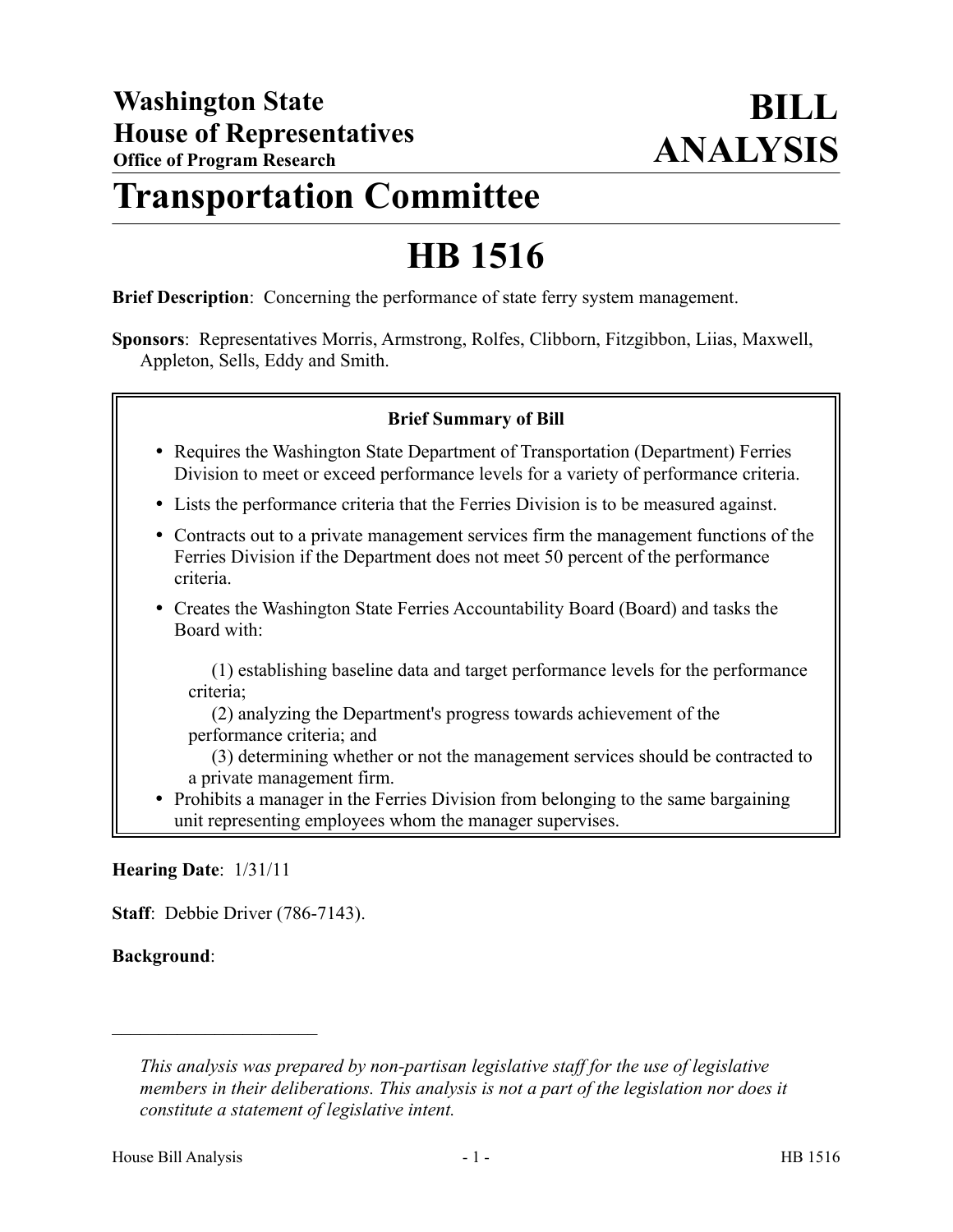**Washington State**
**House of Representatives**
**Office of Program Research**

**BILL ANALYSIS**

# Transportation Committee

# HB 1516

**Brief Description**: Concerning the performance of state ferry system management.

**Sponsors**: Representatives Morris, Armstrong, Rolfes, Clibborn, Fitzgibbon, Liias, Maxwell, Appleton, Sells, Eddy and Smith.

**Brief Summary of Bill**

- Requires the Washington State Department of Transportation (Department) Ferries Division to meet or exceed performance levels for a variety of performance criteria.
- Lists the performance criteria that the Ferries Division is to be measured against.
- Contracts out to a private management services firm the management functions of the Ferries Division if the Department does not meet 50 percent of the performance criteria.
- Creates the Washington State Ferries Accountability Board (Board) and tasks the Board with:

  (1) establishing baseline data and target performance levels for the performance criteria;
  (2) analyzing the Department's progress towards achievement of the performance criteria; and
  (3) determining whether or not the management services should be contracted to a private management firm.
- Prohibits a manager in the Ferries Division from belonging to the same bargaining unit representing employees whom the manager supervises.

**Hearing Date**: 1/31/11

**Staff**: Debbie Driver (786-7143).

**Background**:

---

*This analysis was prepared by non-partisan legislative staff for the use of legislative members in their deliberations. This analysis is not a part of the legislation nor does it constitute a statement of legislative intent.*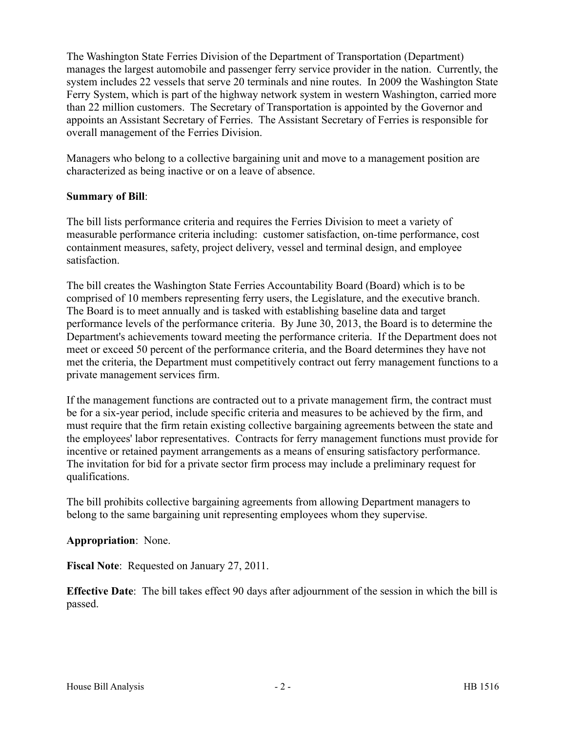The Washington State Ferries Division of the Department of Transportation (Department) manages the largest automobile and passenger ferry service provider in the nation. Currently, the system includes 22 vessels that serve 20 terminals and nine routes. In 2009 the Washington State Ferry System, which is part of the highway network system in western Washington, carried more than 22 million customers. The Secretary of Transportation is appointed by the Governor and appoints an Assistant Secretary of Ferries. The Assistant Secretary of Ferries is responsible for overall management of the Ferries Division.

Managers who belong to a collective bargaining unit and move to a management position are characterized as being inactive or on a leave of absence.

**Summary of Bill**:

The bill lists performance criteria and requires the Ferries Division to meet a variety of measurable performance criteria including: customer satisfaction, on-time performance, cost containment measures, safety, project delivery, vessel and terminal design, and employee satisfaction.

The bill creates the Washington State Ferries Accountability Board (Board) which is to be comprised of 10 members representing ferry users, the Legislature, and the executive branch. The Board is to meet annually and is tasked with establishing baseline data and target performance levels of the performance criteria. By June 30, 2013, the Board is to determine the Department's achievements toward meeting the performance criteria. If the Department does not meet or exceed 50 percent of the performance criteria, and the Board determines they have not met the criteria, the Department must competitively contract out ferry management functions to a private management services firm.

If the management functions are contracted out to a private management firm, the contract must be for a six-year period, include specific criteria and measures to be achieved by the firm, and must require that the firm retain existing collective bargaining agreements between the state and the employees' labor representatives. Contracts for ferry management functions must provide for incentive or retained payment arrangements as a means of ensuring satisfactory performance. The invitation for bid for a private sector firm process may include a preliminary request for qualifications.

The bill prohibits collective bargaining agreements from allowing Department managers to belong to the same bargaining unit representing employees whom they supervise.

**Appropriation**: None.

**Fiscal Note**: Requested on January 27, 2011.

**Effective Date**: The bill takes effect 90 days after adjournment of the session in which the bill is passed.